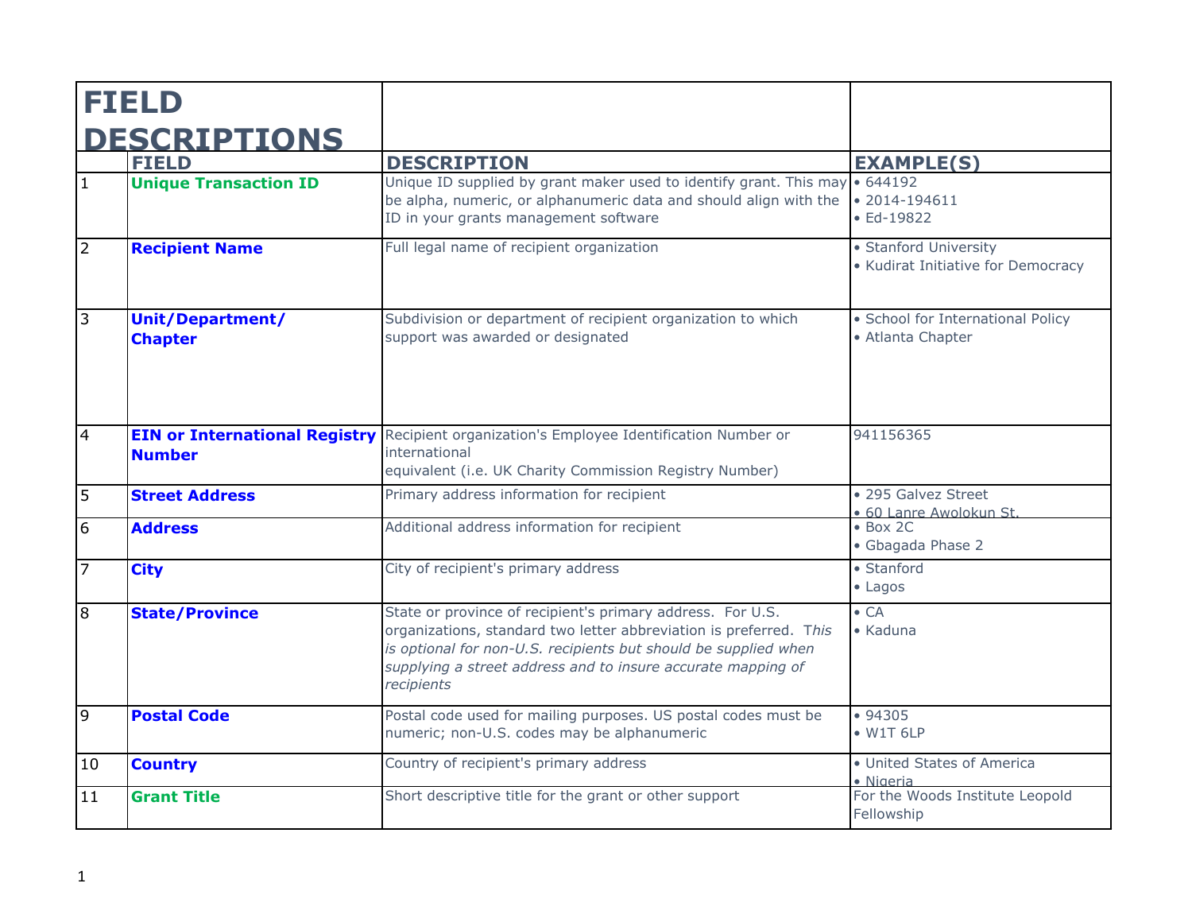# FIELD DESCRIPTIONS

| | FIELD | DESCRIPTION | EXAMPLE(S) |
|---|---|---|---|
| 1 | **Unique Transaction ID** | Unique ID supplied by grant maker used to identify grant. This may be alpha, numeric, or alphanumeric data and should align with the ID in your grants management software | • 644192<br>• 2014-194611<br>• Ed-19822 |
| 2 | **Recipient Name** | Full legal name of recipient organization | • Stanford University<br>• Kudirat Initiative for Democracy |
| 3 | **Unit/Department/ Chapter** | Subdivision or department of recipient organization to which support was awarded or designated | • School for International Policy<br>• Atlanta Chapter |
| 4 | **EIN or International Registry Number** | Recipient organization's Employee Identification Number or international equivalent (i.e. UK Charity Commission Registry Number) | 941156365 |
| 5 | **Street Address** | Primary address information for recipient | • 295 Galvez Street<br>• 60 Lanre Awolokun St. |
| 6 | **Address** | Additional address information for recipient | • Box 2C<br>• Gbagada Phase 2 |
| 7 | **City** | City of recipient's primary address | • Stanford<br>• Lagos |
| 8 | **State/Province** | State or province of recipient's primary address. For U.S. organizations, standard two letter abbreviation is preferred. T*his is optional for non-U.S. recipients but should be supplied when supplying a street address and to insure accurate mapping of recipients* | • CA<br>• Kaduna |
| 9 | **Postal Code** | Postal code used for mailing purposes. US postal codes must be numeric; non-U.S. codes may be alphanumeric | • 94305<br>• W1T 6LP |
| 10 | **Country** | Country of recipient's primary address | • United States of America<br>• Nigeria |
| 11 | **Grant Title** | Short descriptive title for the grant or other support | For the Woods Institute Leopold Fellowship |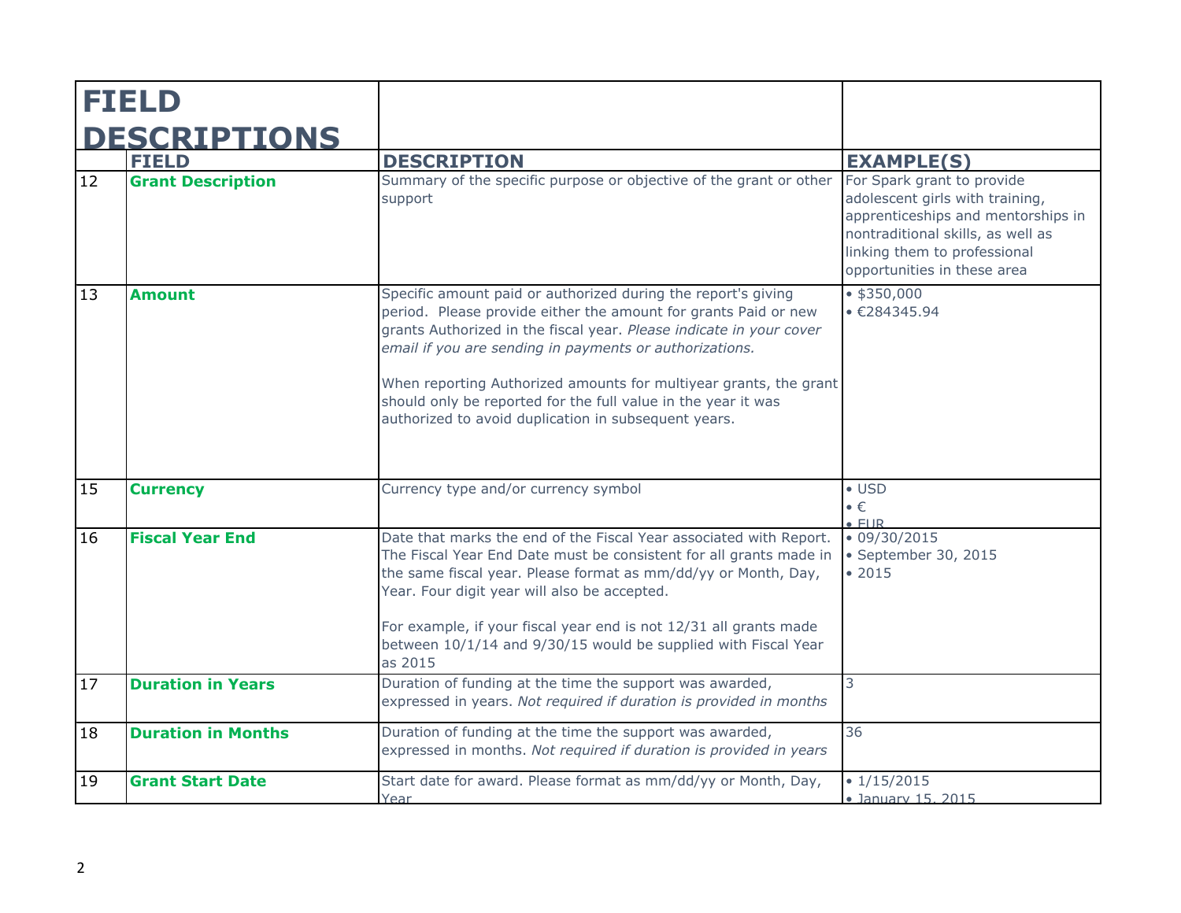# FIELD DESCRIPTIONS

| | FIELD | DESCRIPTION | EXAMPLE(S) |
|---|---|---|---|
| 12 | **Grant Description** | Summary of the specific purpose or objective of the grant or other support | For Spark grant to provide adolescent girls with training, apprenticeships and mentorships in nontraditional skills, as well as linking them to professional opportunities in these area |
| 13 | **Amount** | Specific amount paid or authorized during the report's giving period. Please provide either the amount for grants Paid or new grants Authorized in the fiscal year. *Please indicate in your cover email if you are sending in payments or authorizations.*<br><br>When reporting Authorized amounts for multiyear grants, the grant should only be reported for the full value in the year it was authorized to avoid duplication in subsequent years. | • $350,000<br>• €284345.94 |
| 15 | **Currency** | Currency type and/or currency symbol | • USD<br>• €<br>• EUR |
| 16 | **Fiscal Year End** | Date that marks the end of the Fiscal Year associated with Report. The Fiscal Year End Date must be consistent for all grants made in the same fiscal year. Please format as mm/dd/yy or Month, Day, Year. Four digit year will also be accepted.<br><br>For example, if your fiscal year end is not 12/31 all grants made between 10/1/14 and 9/30/15 would be supplied with Fiscal Year as 2015 | • 09/30/2015<br>• September 30, 2015<br>• 2015 |
| 17 | **Duration in Years** | Duration of funding at the time the support was awarded, expressed in years. *Not required if duration is provided in months* | 3 |
| 18 | **Duration in Months** | Duration of funding at the time the support was awarded, expressed in months. *Not required if duration is provided in years* | 36 |
| 19 | **Grant Start Date** | Start date for award. Please format as mm/dd/yy or Month, Day, Year | • 1/15/2015<br>• January 15, 2015 |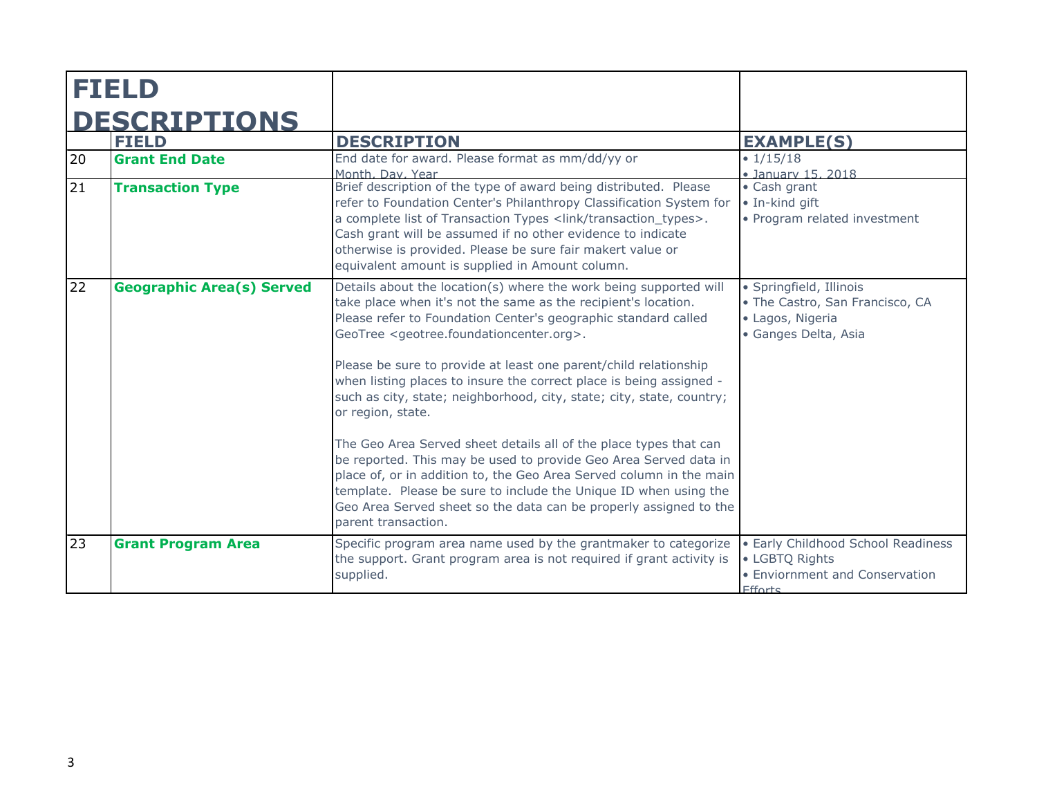# FIELD DESCRIPTIONS

| | FIELD | DESCRIPTION | EXAMPLE(S) |
|---|---|---|---|
| 20 | **Grant End Date** | End date for award. Please format as mm/dd/yy or Month, Day, Year | • 1/15/18<br>• January 15, 2018 |
| 21 | **Transaction Type** | Brief description of the type of award being distributed. Please refer to Foundation Center's Philanthropy Classification System for a complete list of Transaction Types <link/transaction_types>. Cash grant will be assumed if no other evidence to indicate otherwise is provided. Please be sure fair makert value or equivalent amount is supplied in Amount column. | • Cash grant<br>• In-kind gift<br>• Program related investment |
| 22 | **Geographic Area(s) Served** | Details about the location(s) where the work being supported will take place when it's not the same as the recipient's location. Please refer to Foundation Center's geographic standard called GeoTree <geotree.foundationcenter.org>.<br><br>Please be sure to provide at least one parent/child relationship when listing places to insure the correct place is being assigned - such as city, state; neighborhood, city, state; city, state, country; or region, state.<br><br>The Geo Area Served sheet details all of the place types that can be reported. This may be used to provide Geo Area Served data in place of, or in addition to, the Geo Area Served column in the main template. Please be sure to include the Unique ID when using the Geo Area Served sheet so the data can be properly assigned to the parent transaction. | • Springfield, Illinois<br>• The Castro, San Francisco, CA<br>• Lagos, Nigeria<br>• Ganges Delta, Asia |
| 23 | **Grant Program Area** | Specific program area name used by the grantmaker to categorize the support. Grant program area is not required if grant activity is supplied. | • Early Childhood School Readiness<br>• LGBTQ Rights<br>• Enviornment and Conservation Efforts |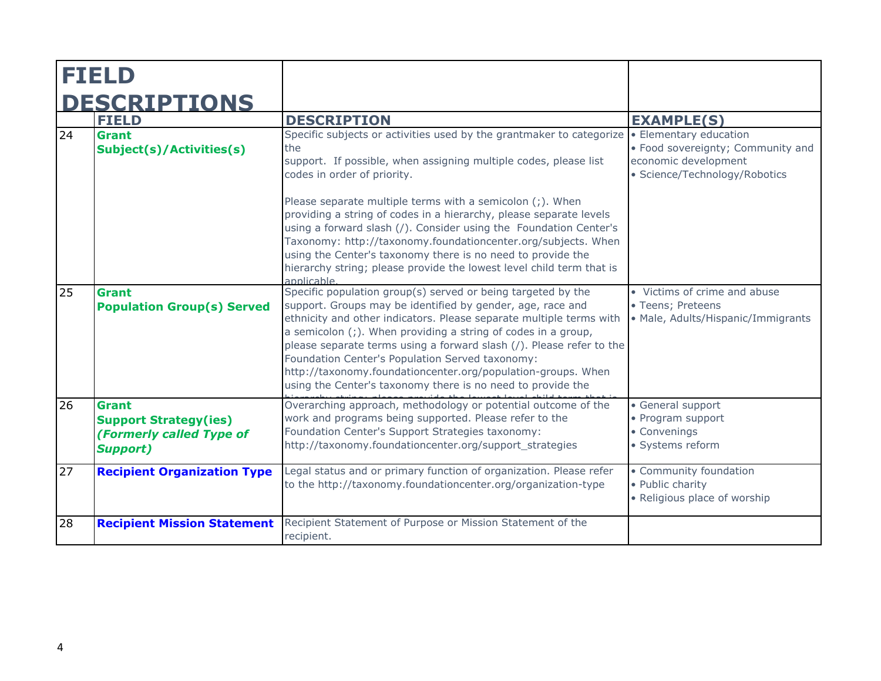# FIELD DESCRIPTIONS

| | FIELD | DESCRIPTION | EXAMPLE(S) |
|---|---|---|---|
| 24 | **Grant Subject(s)/Activities(s)** | Specific subjects or activities used by the grantmaker to categorize the support. If possible, when assigning multiple codes, please list codes in order of priority.<br><br>Please separate multiple terms with a semicolon (;). When providing a string of codes in a hierarchy, please separate levels using a forward slash (/). Consider using the Foundation Center's Taxonomy: http://taxonomy.foundationcenter.org/subjects. When using the Center's taxonomy there is no need to provide the hierarchy string; please provide the lowest level child term that is applicable. | • Elementary education<br>• Food sovereignty; Community and economic development<br>• Science/Technology/Robotics |
| 25 | **Grant Population Group(s) Served** | Specific population group(s) served or being targeted by the support. Groups may be identified by gender, age, race and ethnicity and other indicators. Please separate multiple terms with a semicolon (;). When providing a string of codes in a group, please separate terms using a forward slash (/). Please refer to the Foundation Center's Population Served taxonomy: http://taxonomy.foundationcenter.org/population-groups. When using the Center's taxonomy there is no need to provide the hierarchy string; please provide the lowest level child term that is | • Victims of crime and abuse<br>• Teens; Preteens<br>• Male, Adults/Hispanic/Immigrants |
| 26 | **Grant Support Strategy(ies) *(Formerly called Type of Support)*** | Overarching approach, methodology or potential outcome of the work and programs being supported. Please refer to the Foundation Center's Support Strategies taxonomy: http://taxonomy.foundationcenter.org/support_strategies | • General support<br>• Program support<br>• Convenings<br>• Systems reform |
| 27 | **Recipient Organization Type** | Legal status and or primary function of organization. Please refer to the http://taxonomy.foundationcenter.org/organization-type | • Community foundation<br>• Public charity<br>• Religious place of worship |
| 28 | **Recipient Mission Statement** | Recipient Statement of Purpose or Mission Statement of the recipient. | |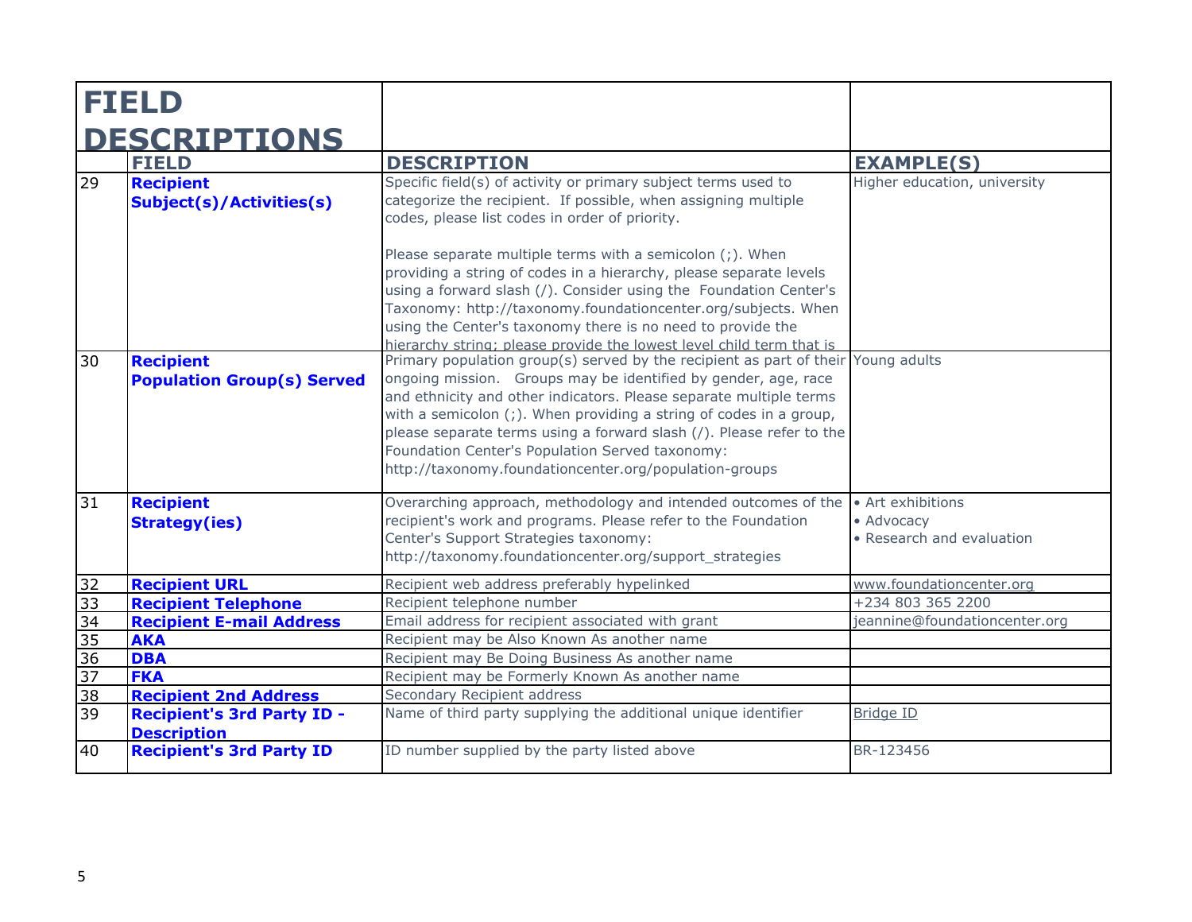# FIELD DESCRIPTIONS

| | FIELD | DESCRIPTION | EXAMPLE(S) |
|---|---|---|---|
| 29 | **Recipient Subject(s)/Activities(s)** | Specific field(s) of activity or primary subject terms used to categorize the recipient. If possible, when assigning multiple codes, please list codes in order of priority.<br><br>Please separate multiple terms with a semicolon (;). When providing a string of codes in a hierarchy, please separate levels using a forward slash (/). Consider using the Foundation Center's Taxonomy: http://taxonomy.foundationcenter.org/subjects. When using the Center's taxonomy there is no need to provide the hierarchy string; please provide the lowest level child term that is | Higher education, university |
| 30 | **Recipient Population Group(s) Served** | Primary population group(s) served by the recipient as part of their ongoing mission. Groups may be identified by gender, age, race and ethnicity and other indicators. Please separate multiple terms with a semicolon (;). When providing a string of codes in a group, please separate terms using a forward slash (/). Please refer to the Foundation Center's Population Served taxonomy: http://taxonomy.foundationcenter.org/population-groups | Young adults |
| 31 | **Recipient Strategy(ies)** | Overarching approach, methodology and intended outcomes of the recipient's work and programs. Please refer to the Foundation Center's Support Strategies taxonomy: http://taxonomy.foundationcenter.org/support_strategies | • Art exhibitions<br>• Advocacy<br>• Research and evaluation |
| 32 | **Recipient URL** | Recipient web address preferably hypelinked | www.foundationcenter.org |
| 33 | **Recipient Telephone** | Recipient telephone number | +234 803 365 2200 |
| 34 | **Recipient E-mail Address** | Email address for recipient associated with grant | jeannine@foundationcenter.org |
| 35 | **AKA** | Recipient may be Also Known As another name | |
| 36 | **DBA** | Recipient may Be Doing Business As another name | |
| 37 | **FKA** | Recipient may be Formerly Known As another name | |
| 38 | **Recipient 2nd Address** | Secondary Recipient address | |
| 39 | **Recipient's 3rd Party ID - Description** | Name of third party supplying the additional unique identifier | Bridge ID |
| 40 | **Recipient's 3rd Party ID** | ID number supplied by the party listed above | BR-123456 |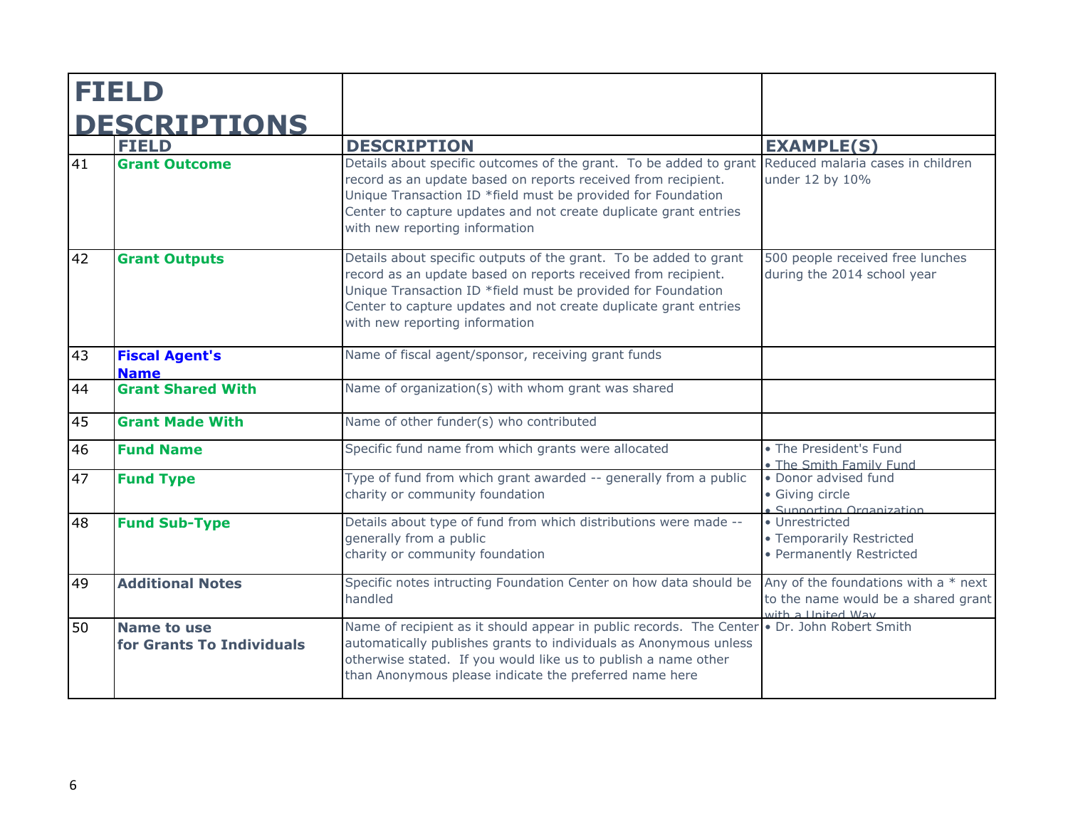# FIELD DESCRIPTIONS

| | FIELD | DESCRIPTION | EXAMPLE(S) |
|---|---|---|---|
| 41 | **Grant Outcome** | Details about specific outcomes of the grant. To be added to grant record as an update based on reports received from recipient. Unique Transaction ID *field must be provided for Foundation Center to capture updates and not create duplicate grant entries with new reporting information | Reduced malaria cases in children under 12 by 10% |
| 42 | **Grant Outputs** | Details about specific outputs of the grant. To be added to grant record as an update based on reports received from recipient. Unique Transaction ID *field must be provided for Foundation Center to capture updates and not create duplicate grant entries with new reporting information | 500 people received free lunches during the 2014 school year |
| 43 | **Fiscal Agent's Name** | Name of fiscal agent/sponsor, receiving grant funds | |
| 44 | **Grant Shared With** | Name of organization(s) with whom grant was shared | |
| 45 | **Grant Made With** | Name of other funder(s) who contributed | |
| 46 | **Fund Name** | Specific fund name from which grants were allocated | • The President's Fund<br>• The Smith Family Fund |
| 47 | **Fund Type** | Type of fund from which grant awarded -- generally from a public charity or community foundation | • Donor advised fund<br>• Giving circle<br>• Supporting Organization |
| 48 | **Fund Sub-Type** | Details about type of fund from which distributions were made -- generally from a public charity or community foundation | • Unrestricted<br>• Temporarily Restricted<br>• Permanently Restricted |
| 49 | **Additional Notes** | Specific notes intructing Foundation Center on how data should be handled | Any of the foundations with a * next to the name would be a shared grant with a United Way |
| 50 | **Name to use for Grants To Individuals** | Name of recipient as it should appear in public records. The Center automatically publishes grants to individuals as Anonymous unless otherwise stated. If you would like us to publish a name other than Anonymous please indicate the preferred name here | • Dr. John Robert Smith |